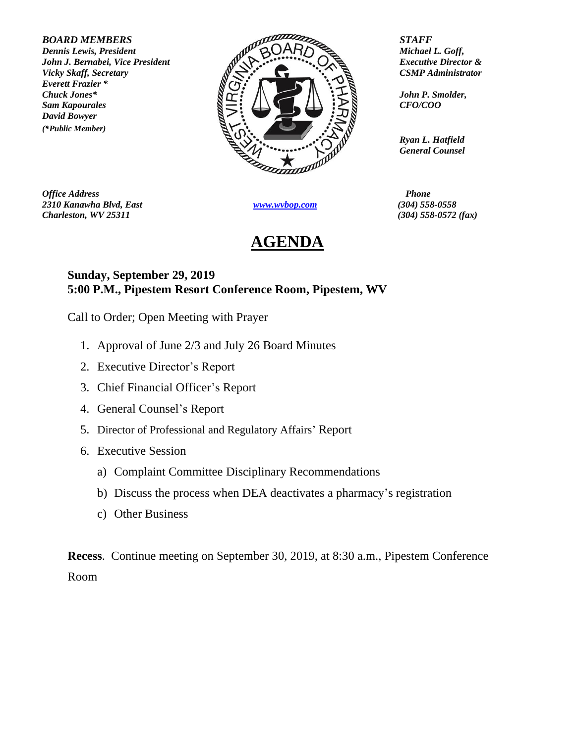***BOARD MEMBERS***
***Dennis Lewis, President***
***John J. Bernabei, Vice President***
***Vicky Skaff, Secretary***
***Everett Frazier \****
***Chuck Jones\****
***Sam Kapourales***
***David Bowyer***
***(\*Public Member)***

***STAFF***
***Michael L. Goff,***
***Executive Director &***
***CSMP Administrator***

***John P. Smolder,***
***CFO/COO***

***Ryan L. Hatfield***
***General Counsel***

***Office Address***
***2310 Kanawha Blvd, East***
***Charleston, WV 25311***

***www.wvbop.com***

***Phone***
***(304) 558-0558***
***(304) 558-0572 (fax)***

# AGENDA

**Sunday, September 29, 2019**
**5:00 P.M., Pipestem Resort Conference Room, Pipestem, WV**

Call to Order; Open Meeting with Prayer

1. Approval of June 2/3 and July 26 Board Minutes
2. Executive Director's Report
3. Chief Financial Officer's Report
4. General Counsel's Report
5. Director of Professional and Regulatory Affairs' Report
6. Executive Session
   a) Complaint Committee Disciplinary Recommendations
   b) Discuss the process when DEA deactivates a pharmacy's registration
   c) Other Business

**Recess**. Continue meeting on September 30, 2019, at 8:30 a.m., Pipestem Conference Room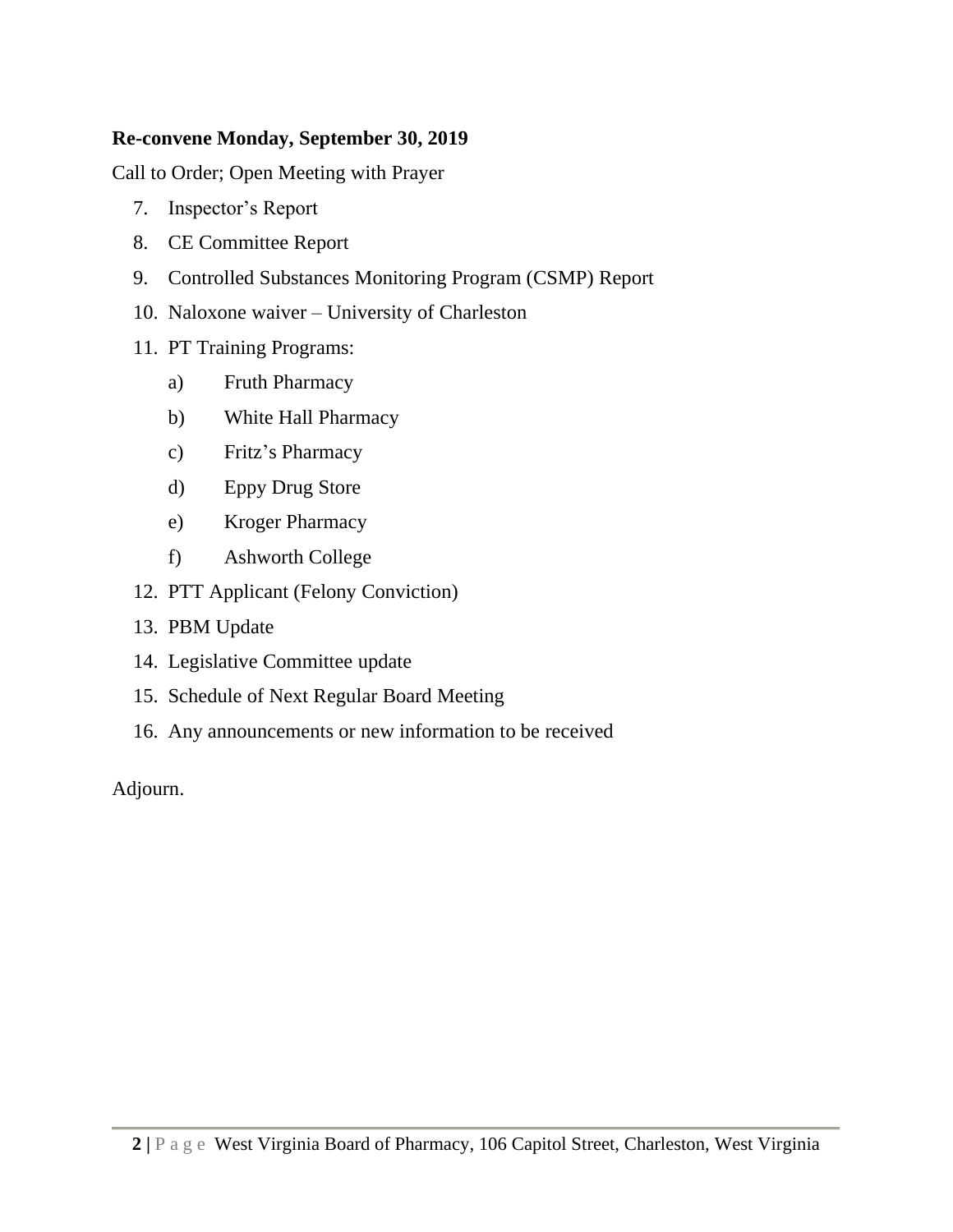**Re-convene Monday, September 30, 2019**

Call to Order; Open Meeting with Prayer

7. Inspector's Report
8. CE Committee Report
9. Controlled Substances Monitoring Program (CSMP) Report
10. Naloxone waiver – University of Charleston
11. PT Training Programs:
    a) Fruth Pharmacy
    b) White Hall Pharmacy
    c) Fritz's Pharmacy
    d) Eppy Drug Store
    e) Kroger Pharmacy
    f) Ashworth College
12. PTT Applicant (Felony Conviction)
13. PBM Update
14. Legislative Committee update
15. Schedule of Next Regular Board Meeting
16. Any announcements or new information to be received

Adjourn.